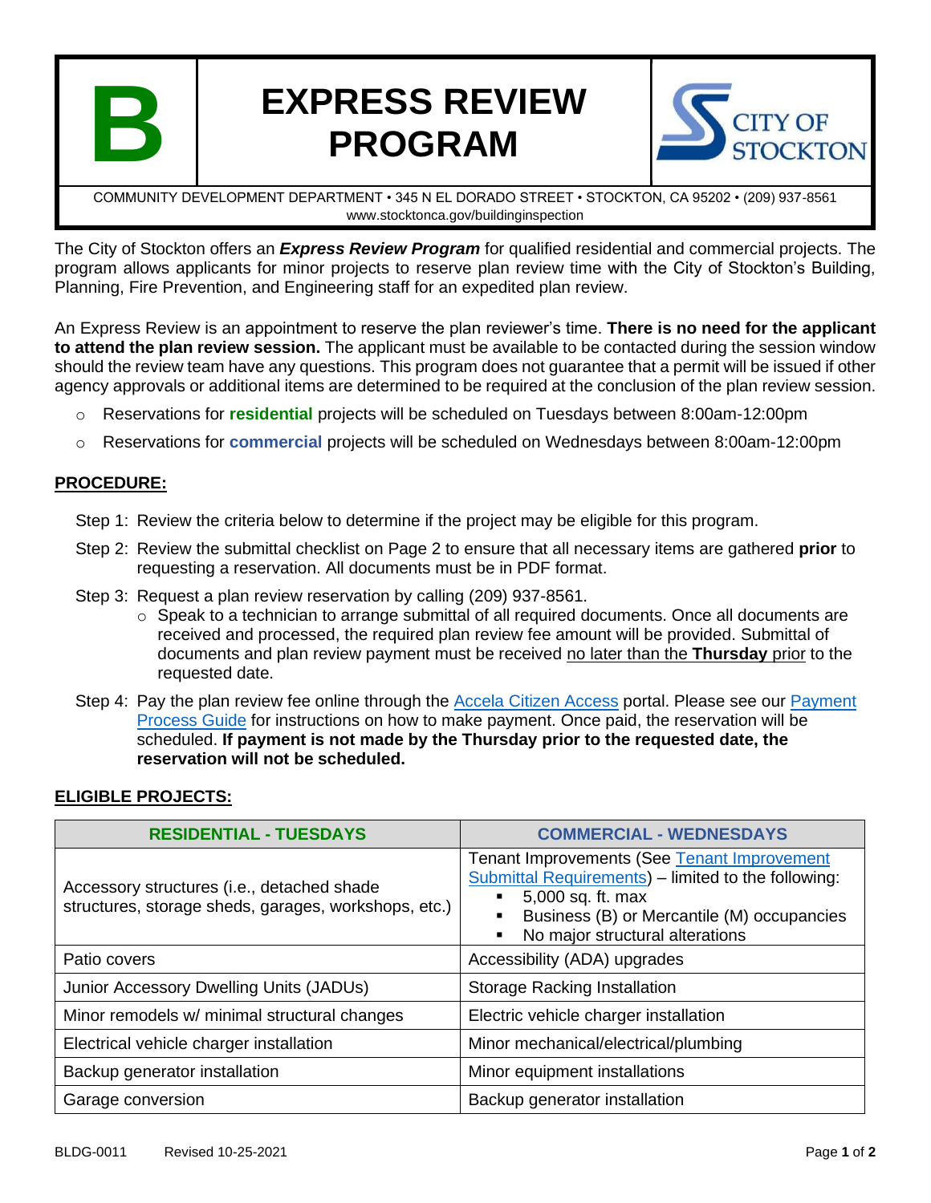# B — EXPRESS REVIEW PROGRAM

CITY OF STOCKTON

COMMUNITY DEVELOPMENT DEPARTMENT • 345 N EL DORADO STREET • STOCKTON, CA 95202 • (209) 937-8561
www.stocktonca.gov/buildinginspection

The City of Stockton offers an ***Express Review Program*** for qualified residential and commercial projects. The program allows applicants for minor projects to reserve plan review time with the City of Stockton's Building, Planning, Fire Prevention, and Engineering staff for an expedited plan review.

An Express Review is an appointment to reserve the plan reviewer's time. **There is no need for the applicant to attend the plan review session.** The applicant must be available to be contacted during the session window should the review team have any questions. This program does not guarantee that a permit will be issued if other agency approvals or additional items are determined to be required at the conclusion of the plan review session.

- Reservations for **residential** projects will be scheduled on Tuesdays between 8:00am-12:00pm
- Reservations for **commercial** projects will be scheduled on Wednesdays between 8:00am-12:00pm

## PROCEDURE:

Step 1: Review the criteria below to determine if the project may be eligible for this program.

Step 2: Review the submittal checklist on Page 2 to ensure that all necessary items are gathered **prior** to requesting a reservation. All documents must be in PDF format.

Step 3: Request a plan review reservation by calling (209) 937-8561.

- Speak to a technician to arrange submittal of all required documents. Once all documents are received and processed, the required plan review fee amount will be provided. Submittal of documents and plan review payment must be received no later than the **Thursday** prior to the requested date.

Step 4: Pay the plan review fee online through the Accela Citizen Access portal. Please see our Payment Process Guide for instructions on how to make payment. Once paid, the reservation will be scheduled. **If payment is not made by the Thursday prior to the requested date, the reservation will not be scheduled.**

## ELIGIBLE PROJECTS:

| RESIDENTIAL - TUESDAYS | COMMERCIAL - WEDNESDAYS |
|---|---|
| Accessory structures (i.e., detached shade structures, storage sheds, garages, workshops, etc.) | Tenant Improvements (See Tenant Improvement Submittal Requirements) – limited to the following: <br>▪ 5,000 sq. ft. max <br>▪ Business (B) or Mercantile (M) occupancies <br>▪ No major structural alterations |
| Patio covers | Accessibility (ADA) upgrades |
| Junior Accessory Dwelling Units (JADUs) | Storage Racking Installation |
| Minor remodels w/ minimal structural changes | Electric vehicle charger installation |
| Electrical vehicle charger installation | Minor mechanical/electrical/plumbing |
| Backup generator installation | Minor equipment installations |
| Garage conversion | Backup generator installation |

BLDG-0011 Revised 10-25-2021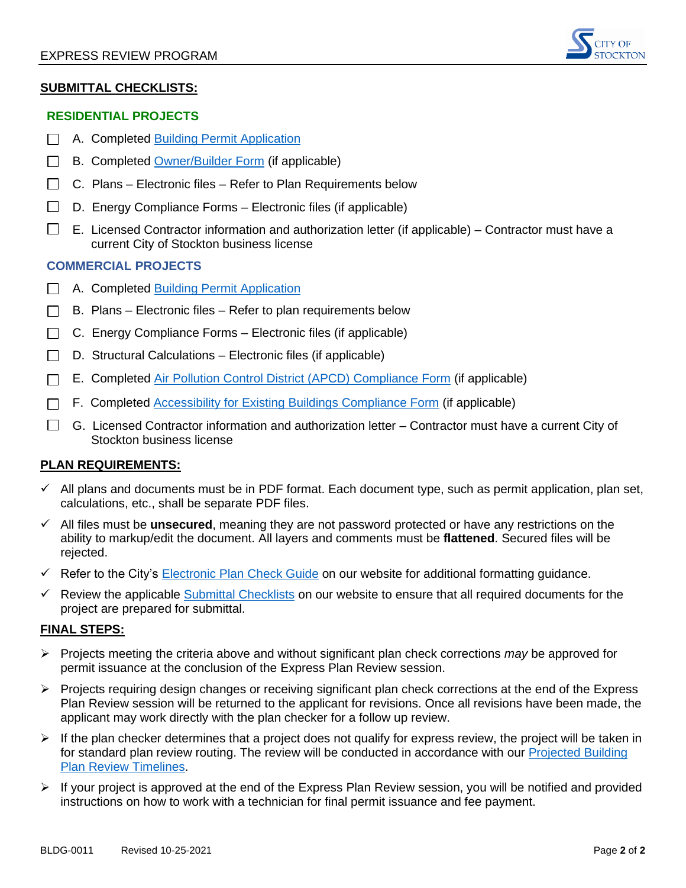## SUBMITTAL CHECKLISTS:

### RESIDENTIAL PROJECTS

- ☐ A. Completed Building Permit Application
- ☐ B. Completed Owner/Builder Form (if applicable)
- ☐ C. Plans – Electronic files – Refer to Plan Requirements below
- ☐ D. Energy Compliance Forms – Electronic files (if applicable)
- ☐ E. Licensed Contractor information and authorization letter (if applicable) – Contractor must have a current City of Stockton business license

### COMMERCIAL PROJECTS

- ☐ A. Completed Building Permit Application
- ☐ B. Plans – Electronic files – Refer to plan requirements below
- ☐ C. Energy Compliance Forms – Electronic files (if applicable)
- ☐ D. Structural Calculations – Electronic files (if applicable)
- ☐ E. Completed Air Pollution Control District (APCD) Compliance Form (if applicable)
- ☐ F. Completed Accessibility for Existing Buildings Compliance Form (if applicable)
- ☐ G. Licensed Contractor information and authorization letter – Contractor must have a current City of Stockton business license

## PLAN REQUIREMENTS:

- ✓ All plans and documents must be in PDF format. Each document type, such as permit application, plan set, calculations, etc., shall be separate PDF files.
- ✓ All files must be **unsecured**, meaning they are not password protected or have any restrictions on the ability to markup/edit the document. All layers and comments must be **flattened**. Secured files will be rejected.
- ✓ Refer to the City's Electronic Plan Check Guide on our website for additional formatting guidance.
- ✓ Review the applicable Submittal Checklists on our website to ensure that all required documents for the project are prepared for submittal.

## FINAL STEPS:

- ➢ Projects meeting the criteria above and without significant plan check corrections *may* be approved for permit issuance at the conclusion of the Express Plan Review session.
- ➢ Projects requiring design changes or receiving significant plan check corrections at the end of the Express Plan Review session will be returned to the applicant for revisions. Once all revisions have been made, the applicant may work directly with the plan checker for a follow up review.
- ➢ If the plan checker determines that a project does not qualify for express review, the project will be taken in for standard plan review routing. The review will be conducted in accordance with our Projected Building Plan Review Timelines.
- ➢ If your project is approved at the end of the Express Plan Review session, you will be notified and provided instructions on how to work with a technician for final permit issuance and fee payment.

BLDG-0011 Revised 10-25-2021